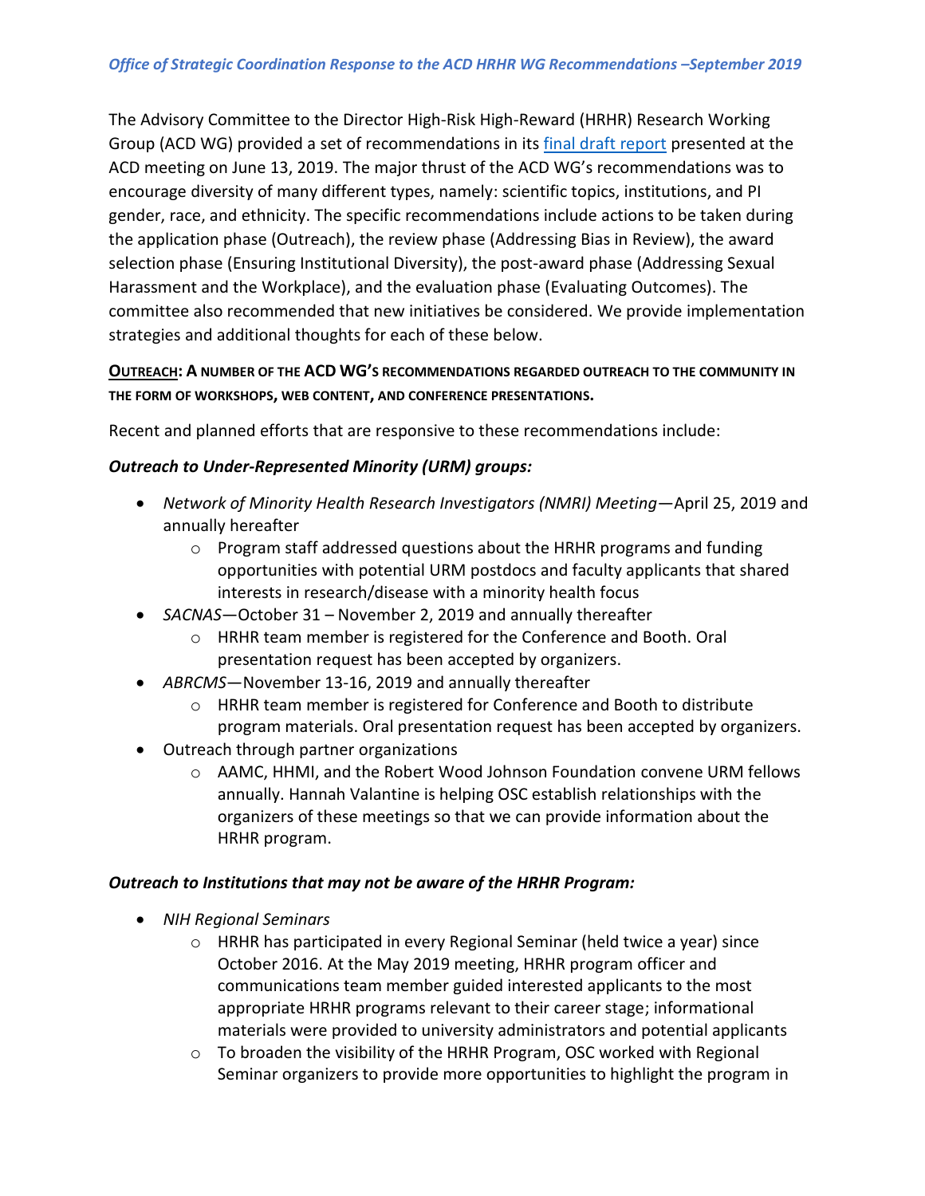*Office of Strategic Coordination Response to the ACD HRHR WG Recommendations –September 2019*

The Advisory Committee to the Director High-Risk High-Reward (HRHR) Research Working Group (ACD WG) provided a set of recommendations in its final draft report presented at the ACD meeting on June 13, 2019. The major thrust of the ACD WG's recommendations was to encourage diversity of many different types, namely: scientific topics, institutions, and PI gender, race, and ethnicity. The specific recommendations include actions to be taken during the application phase (Outreach), the review phase (Addressing Bias in Review), the award selection phase (Ensuring Institutional Diversity), the post-award phase (Addressing Sexual Harassment and the Workplace), and the evaluation phase (Evaluating Outcomes). The committee also recommended that new initiatives be considered. We provide implementation strategies and additional thoughts for each of these below.

**OUTREACH: A NUMBER OF THE ACD WG'S RECOMMENDATIONS REGARDED OUTREACH TO THE COMMUNITY IN THE FORM OF WORKSHOPS, WEB CONTENT, AND CONFERENCE PRESENTATIONS.**

Recent and planned efforts that are responsive to these recommendations include:

***Outreach to Under-Represented Minority (URM) groups:***

- *Network of Minority Health Research Investigators (NMRI) Meeting*—April 25, 2019 and annually hereafter
  - Program staff addressed questions about the HRHR programs and funding opportunities with potential URM postdocs and faculty applicants that shared interests in research/disease with a minority health focus
- *SACNAS*—October 31 – November 2, 2019 and annually thereafter
  - HRHR team member is registered for the Conference and Booth. Oral presentation request has been accepted by organizers.
- *ABRCMS*—November 13-16, 2019 and annually thereafter
  - HRHR team member is registered for Conference and Booth to distribute program materials. Oral presentation request has been accepted by organizers.
- Outreach through partner organizations
  - AAMC, HHMI, and the Robert Wood Johnson Foundation convene URM fellows annually. Hannah Valantine is helping OSC establish relationships with the organizers of these meetings so that we can provide information about the HRHR program.

***Outreach to Institutions that may not be aware of the HRHR Program:***

- *NIH Regional Seminars*
  - HRHR has participated in every Regional Seminar (held twice a year) since October 2016. At the May 2019 meeting, HRHR program officer and communications team member guided interested applicants to the most appropriate HRHR programs relevant to their career stage; informational materials were provided to university administrators and potential applicants
  - To broaden the visibility of the HRHR Program, OSC worked with Regional Seminar organizers to provide more opportunities to highlight the program in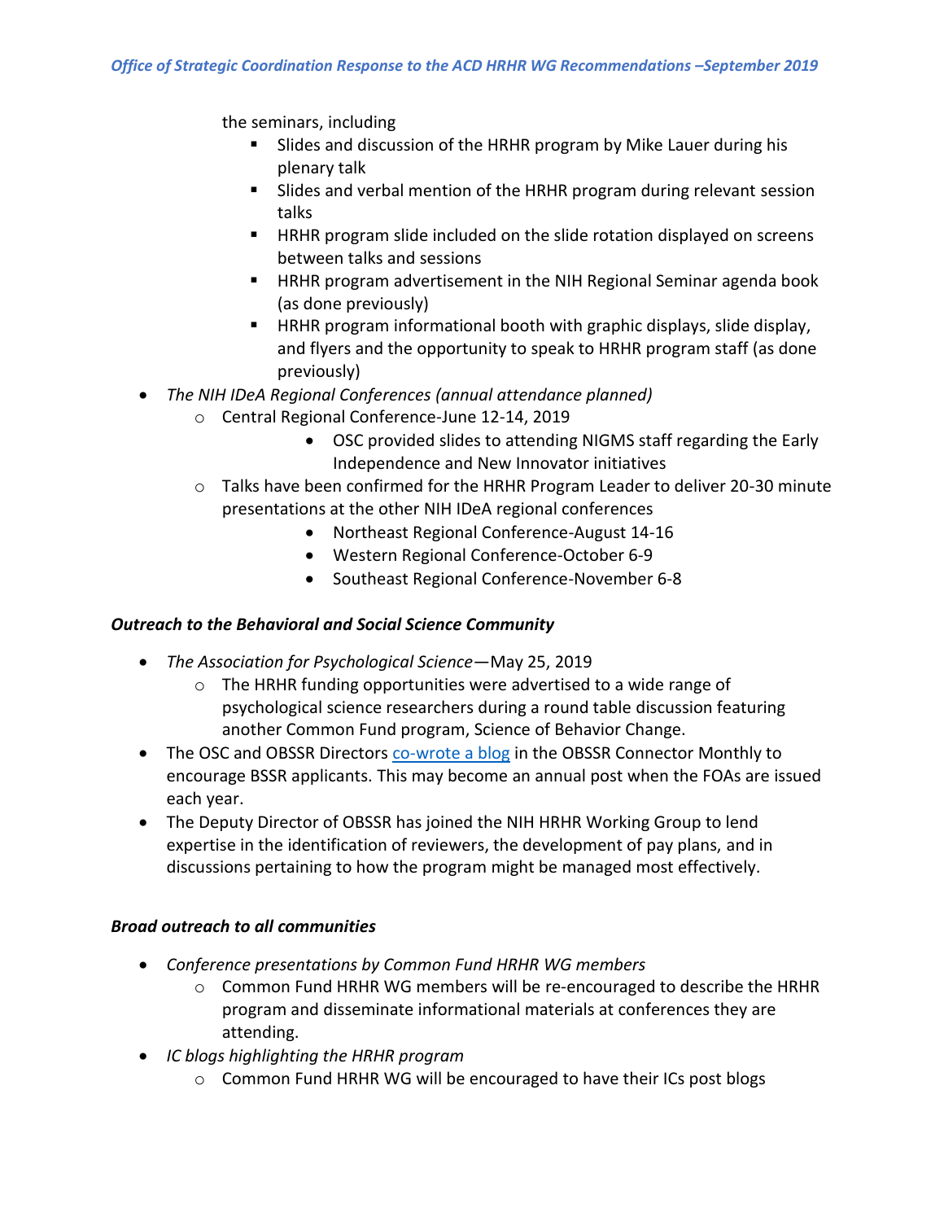the seminars, including

        - Slides and discussion of the HRHR program by Mike Lauer during his plenary talk
        - Slides and verbal mention of the HRHR program during relevant session talks
        - HRHR program slide included on the slide rotation displayed on screens between talks and sessions
        - HRHR program advertisement in the NIH Regional Seminar agenda book (as done previously)
        - HRHR program informational booth with graphic displays, slide display, and flyers and the opportunity to speak to HRHR program staff (as done previously)

- *The NIH IDeA Regional Conferences (annual attendance planned)*
    - Central Regional Conference-June 12-14, 2019
        - OSC provided slides to attending NIGMS staff regarding the Early Independence and New Innovator initiatives
    - Talks have been confirmed for the HRHR Program Leader to deliver 20-30 minute presentations at the other NIH IDeA regional conferences
        - Northeast Regional Conference-August 14-16
        - Western Regional Conference-October 6-9
        - Southeast Regional Conference-November 6-8

***Outreach to the Behavioral and Social Science Community***

- *The Association for Psychological Science*—May 25, 2019
    - The HRHR funding opportunities were advertised to a wide range of psychological science researchers during a round table discussion featuring another Common Fund program, Science of Behavior Change.
- The OSC and OBSSR Directors co-wrote a blog in the OBSSR Connector Monthly to encourage BSSR applicants. This may become an annual post when the FOAs are issued each year.
- The Deputy Director of OBSSR has joined the NIH HRHR Working Group to lend expertise in the identification of reviewers, the development of pay plans, and in discussions pertaining to how the program might be managed most effectively.

***Broad outreach to all communities***

- *Conference presentations by Common Fund HRHR WG members*
    - Common Fund HRHR WG members will be re-encouraged to describe the HRHR program and disseminate informational materials at conferences they are attending.
- *IC blogs highlighting the HRHR program*
    - Common Fund HRHR WG will be encouraged to have their ICs post blogs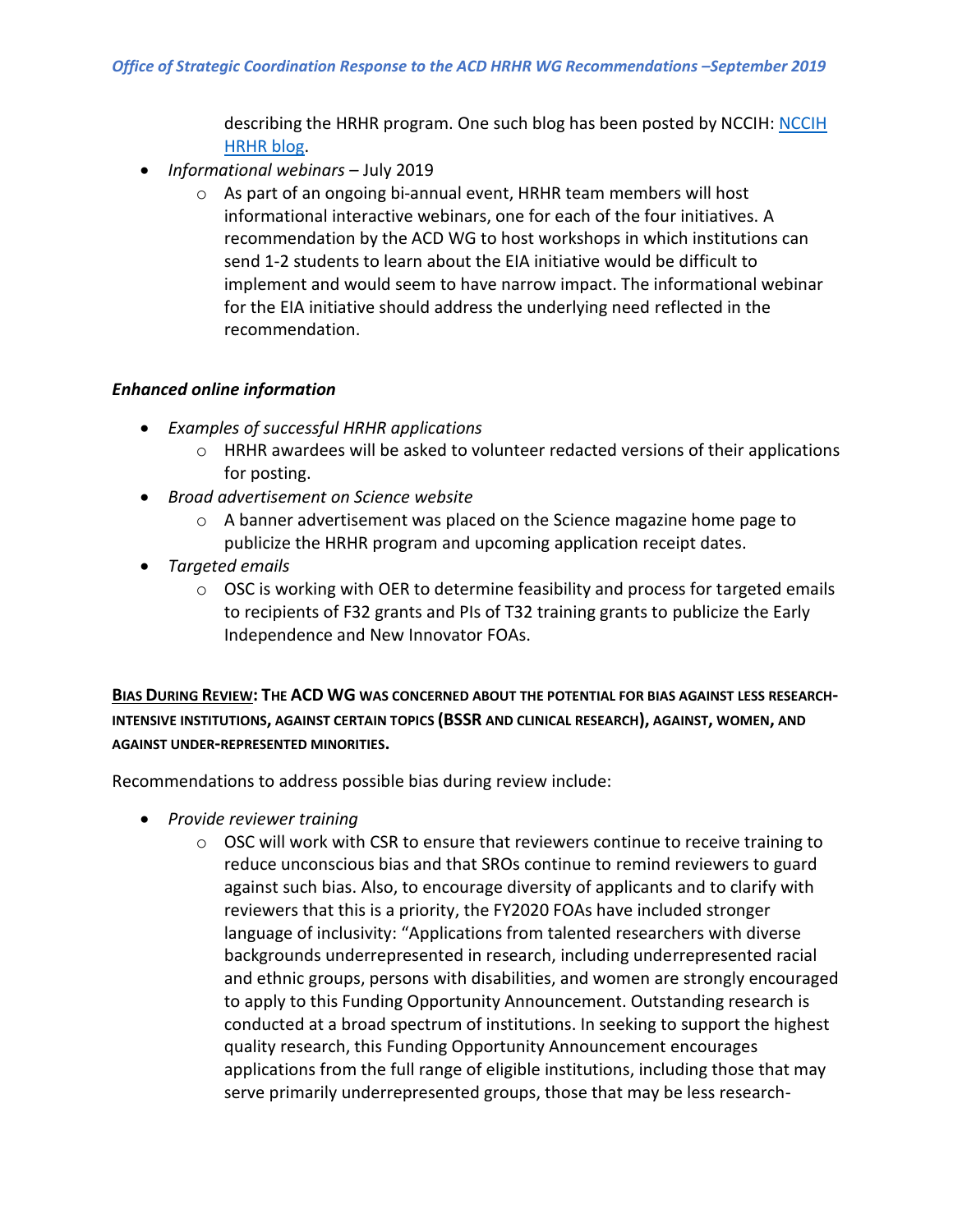describing the HRHR program. One such blog has been posted by NCCIH: [NCCIH HRHR blog](#).

- *Informational webinars* – July 2019
    - As part of an ongoing bi-annual event, HRHR team members will host informational interactive webinars, one for each of the four initiatives. A recommendation by the ACD WG to host workshops in which institutions can send 1-2 students to learn about the EIA initiative would be difficult to implement and would seem to have narrow impact. The informational webinar for the EIA initiative should address the underlying need reflected in the recommendation.

***Enhanced online information***

- *Examples of successful HRHR applications*
    - HRHR awardees will be asked to volunteer redacted versions of their applications for posting.
- *Broad advertisement on Science website*
    - A banner advertisement was placed on the Science magazine home page to publicize the HRHR program and upcoming application receipt dates.
- *Targeted emails*
    - OSC is working with OER to determine feasibility and process for targeted emails to recipients of F32 grants and PIs of T32 training grants to publicize the Early Independence and New Innovator FOAs.

**<u>BIAS DURING REVIEW</u>: THE ACD WG WAS CONCERNED ABOUT THE POTENTIAL FOR BIAS AGAINST LESS RESEARCH-INTENSIVE INSTITUTIONS, AGAINST CERTAIN TOPICS (BSSR AND CLINICAL RESEARCH), AGAINST, WOMEN, AND AGAINST UNDER-REPRESENTED MINORITIES.**

Recommendations to address possible bias during review include:

- *Provide reviewer training*
    - OSC will work with CSR to ensure that reviewers continue to receive training to reduce unconscious bias and that SROs continue to remind reviewers to guard against such bias. Also, to encourage diversity of applicants and to clarify with reviewers that this is a priority, the FY2020 FOAs have included stronger language of inclusivity: "Applications from talented researchers with diverse backgrounds underrepresented in research, including underrepresented racial and ethnic groups, persons with disabilities, and women are strongly encouraged to apply to this Funding Opportunity Announcement. Outstanding research is conducted at a broad spectrum of institutions. In seeking to support the highest quality research, this Funding Opportunity Announcement encourages applications from the full range of eligible institutions, including those that may serve primarily underrepresented groups, those that may be less research-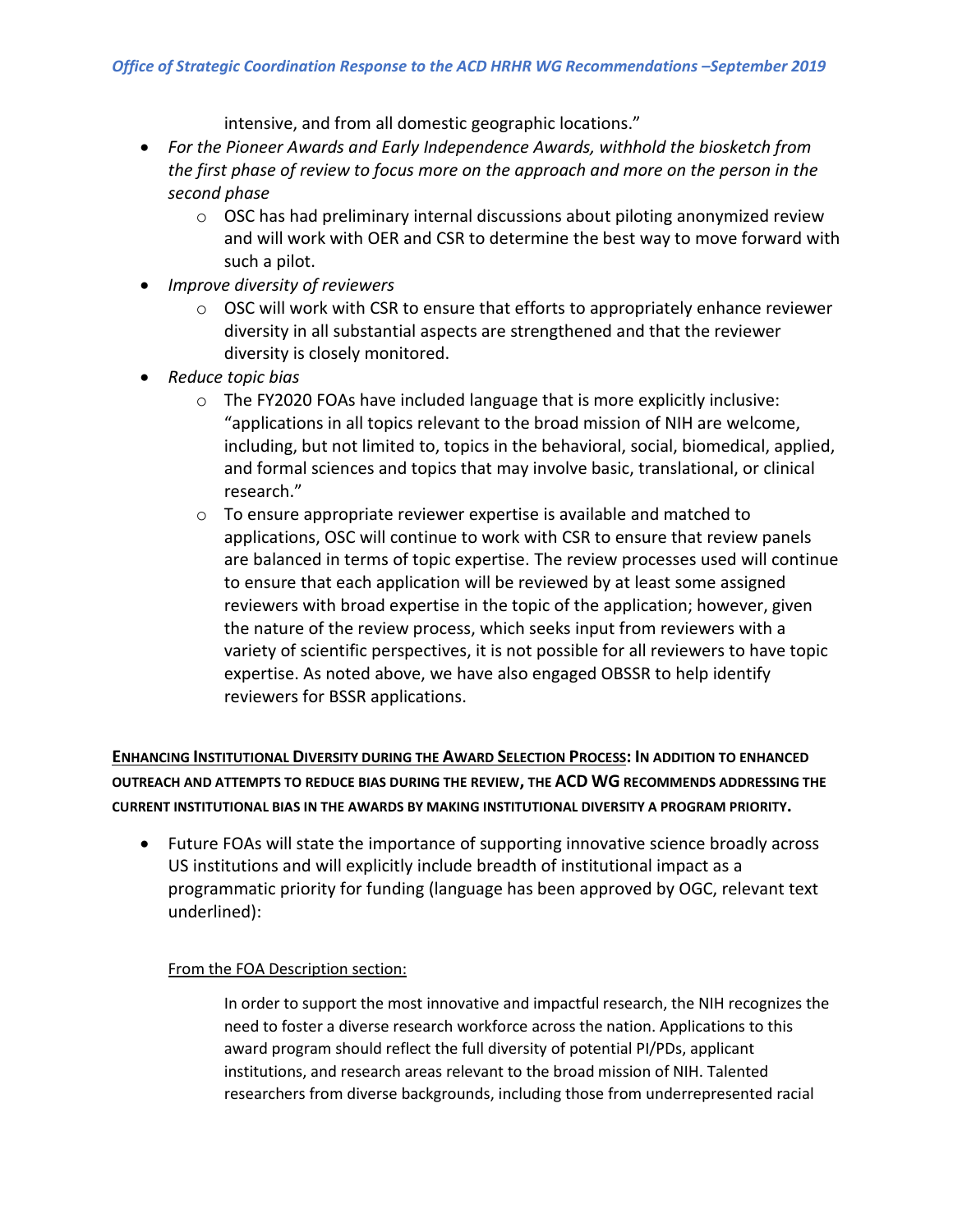intensive, and from all domestic geographic locations."

- *For the Pioneer Awards and Early Independence Awards, withhold the biosketch from the first phase of review to focus more on the approach and more on the person in the second phase*
    - OSC has had preliminary internal discussions about piloting anonymized review and will work with OER and CSR to determine the best way to move forward with such a pilot.
- *Improve diversity of reviewers*
    - OSC will work with CSR to ensure that efforts to appropriately enhance reviewer diversity in all substantial aspects are strengthened and that the reviewer diversity is closely monitored.
- *Reduce topic bias*
    - The FY2020 FOAs have included language that is more explicitly inclusive: "applications in all topics relevant to the broad mission of NIH are welcome, including, but not limited to, topics in the behavioral, social, biomedical, applied, and formal sciences and topics that may involve basic, translational, or clinical research."
    - To ensure appropriate reviewer expertise is available and matched to applications, OSC will continue to work with CSR to ensure that review panels are balanced in terms of topic expertise. The review processes used will continue to ensure that each application will be reviewed by at least some assigned reviewers with broad expertise in the topic of the application; however, given the nature of the review process, which seeks input from reviewers with a variety of scientific perspectives, it is not possible for all reviewers to have topic expertise. As noted above, we have also engaged OBSSR to help identify reviewers for BSSR applications.

**ENHANCING INSTITUTIONAL DIVERSITY DURING THE AWARD SELECTION PROCESS: IN ADDITION TO ENHANCED OUTREACH AND ATTEMPTS TO REDUCE BIAS DURING THE REVIEW, THE ACD WG RECOMMENDS ADDRESSING THE CURRENT INSTITUTIONAL BIAS IN THE AWARDS BY MAKING INSTITUTIONAL DIVERSITY A PROGRAM PRIORITY.**

- Future FOAs will state the importance of supporting innovative science broadly across US institutions and will explicitly include breadth of institutional impact as a programmatic priority for funding (language has been approved by OGC, relevant text underlined):

From the FOA Description section:

> In order to support the most innovative and impactful research, the NIH recognizes the need to foster a diverse research workforce across the nation. Applications to this award program should reflect the full diversity of potential PI/PDs, applicant institutions, and research areas relevant to the broad mission of NIH. Talented researchers from diverse backgrounds, including those from underrepresented racial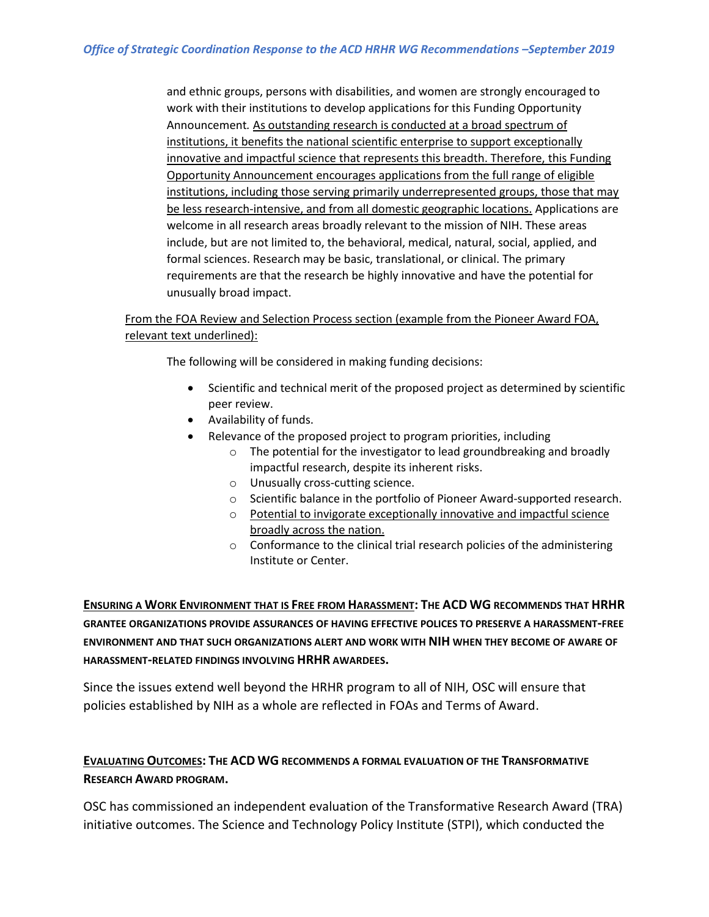and ethnic groups, persons with disabilities, and women are strongly encouraged to work with their institutions to develop applications for this Funding Opportunity Announcement. <u>As outstanding research is conducted at a broad spectrum of institutions, it benefits the national scientific enterprise to support exceptionally innovative and impactful science that represents this breadth. Therefore, this Funding Opportunity Announcement encourages applications from the full range of eligible institutions, including those serving primarily underrepresented groups, those that may be less research-intensive, and from all domestic geographic locations.</u> Applications are welcome in all research areas broadly relevant to the mission of NIH. These areas include, but are not limited to, the behavioral, medical, natural, social, applied, and formal sciences. Research may be basic, translational, or clinical. The primary requirements are that the research be highly innovative and have the potential for unusually broad impact.

<u>From the FOA Review and Selection Process section (example from the Pioneer Award FOA, relevant text underlined):</u>

The following will be considered in making funding decisions:

- Scientific and technical merit of the proposed project as determined by scientific peer review.
- Availability of funds.
- Relevance of the proposed project to program priorities, including
  - The potential for the investigator to lead groundbreaking and broadly impactful research, despite its inherent risks.
  - Unusually cross-cutting science.
  - Scientific balance in the portfolio of Pioneer Award-supported research.
  - <u>Potential to invigorate exceptionally innovative and impactful science broadly across the nation.</u>
  - Conformance to the clinical trial research policies of the administering Institute or Center.

**<u>Ensuring a Work Environment that is Free from Harassment</u>: The ACD WG recommends that HRHR grantee organizations provide assurances of having effective polices to preserve a harassment-free environment and that such organizations alert and work with NIH when they become of aware of harassment-related findings involving HRHR awardees.**

Since the issues extend well beyond the HRHR program to all of NIH, OSC will ensure that policies established by NIH as a whole are reflected in FOAs and Terms of Award.

**<u>Evaluating Outcomes</u>: The ACD WG recommends a formal evaluation of the Transformative Research Award program.**

OSC has commissioned an independent evaluation of the Transformative Research Award (TRA) initiative outcomes. The Science and Technology Policy Institute (STPI), which conducted the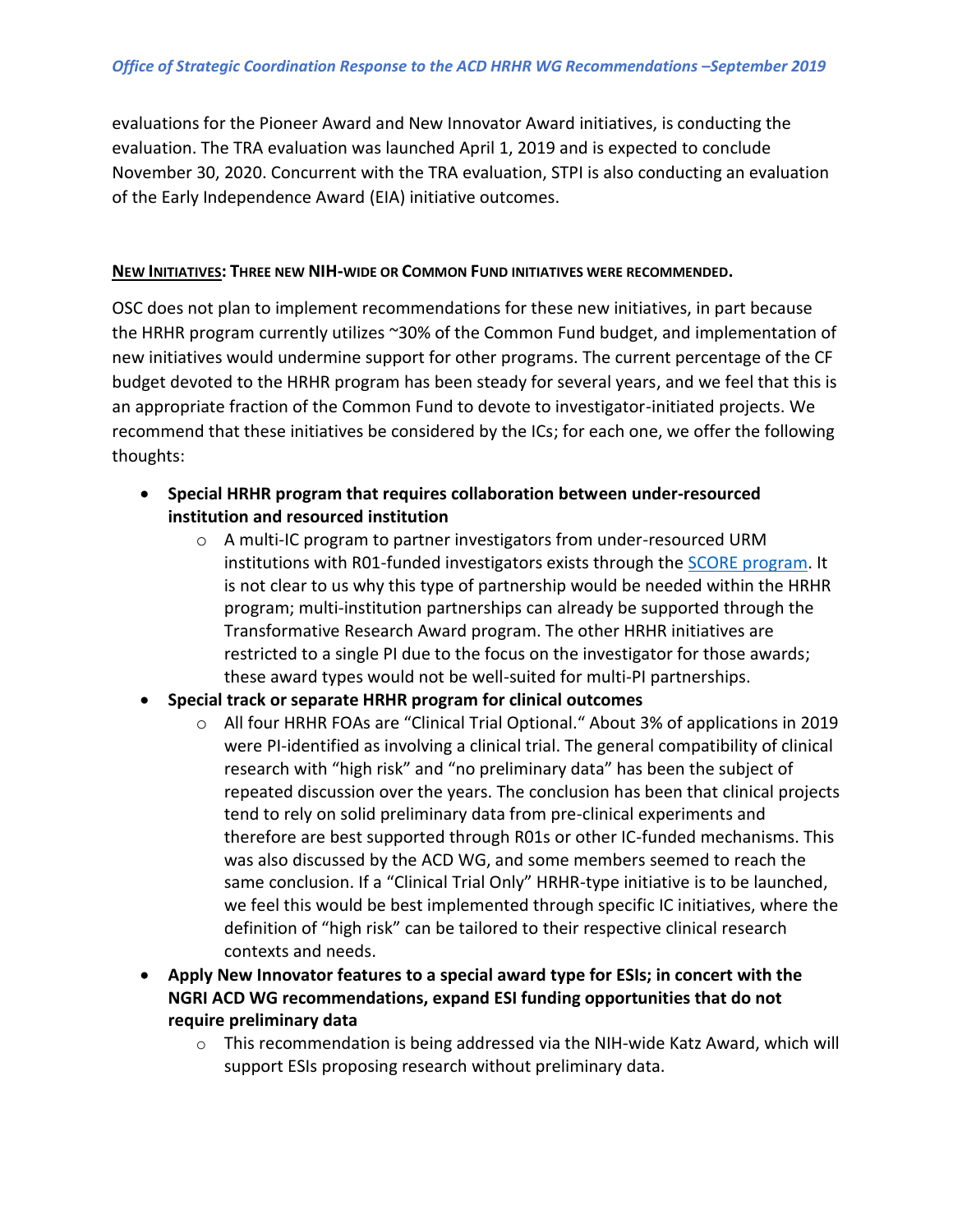evaluations for the Pioneer Award and New Innovator Award initiatives, is conducting the evaluation. The TRA evaluation was launched April 1, 2019 and is expected to conclude November 30, 2020. Concurrent with the TRA evaluation, STPI is also conducting an evaluation of the Early Independence Award (EIA) initiative outcomes.

**NEW INITIATIVES: THREE NEW NIH-WIDE OR COMMON FUND INITIATIVES WERE RECOMMENDED.**

OSC does not plan to implement recommendations for these new initiatives, in part because the HRHR program currently utilizes ~30% of the Common Fund budget, and implementation of new initiatives would undermine support for other programs. The current percentage of the CF budget devoted to the HRHR program has been steady for several years, and we feel that this is an appropriate fraction of the Common Fund to devote to investigator-initiated projects. We recommend that these initiatives be considered by the ICs; for each one, we offer the following thoughts:

- **Special HRHR program that requires collaboration between under-resourced institution and resourced institution**
  - A multi-IC program to partner investigators from under-resourced URM institutions with R01-funded investigators exists through the SCORE program. It is not clear to us why this type of partnership would be needed within the HRHR program; multi-institution partnerships can already be supported through the Transformative Research Award program. The other HRHR initiatives are restricted to a single PI due to the focus on the investigator for those awards; these award types would not be well-suited for multi-PI partnerships.
- **Special track or separate HRHR program for clinical outcomes**
  - All four HRHR FOAs are "Clinical Trial Optional." About 3% of applications in 2019 were PI-identified as involving a clinical trial. The general compatibility of clinical research with "high risk" and "no preliminary data" has been the subject of repeated discussion over the years. The conclusion has been that clinical projects tend to rely on solid preliminary data from pre-clinical experiments and therefore are best supported through R01s or other IC-funded mechanisms. This was also discussed by the ACD WG, and some members seemed to reach the same conclusion. If a "Clinical Trial Only" HRHR-type initiative is to be launched, we feel this would be best implemented through specific IC initiatives, where the definition of "high risk" can be tailored to their respective clinical research contexts and needs.
- **Apply New Innovator features to a special award type for ESIs; in concert with the NGRI ACD WG recommendations, expand ESI funding opportunities that do not require preliminary data**
  - This recommendation is being addressed via the NIH-wide Katz Award, which will support ESIs proposing research without preliminary data.